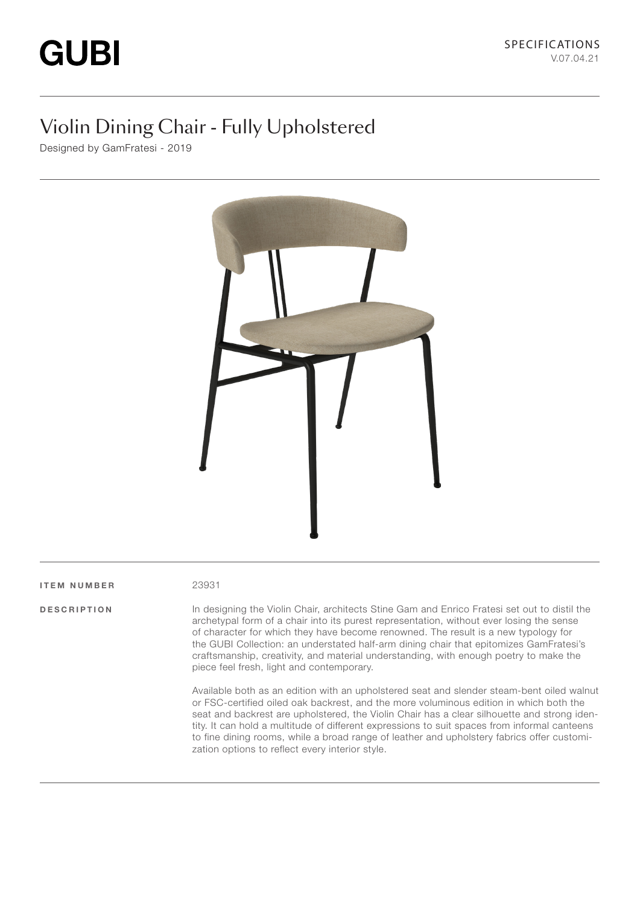GUBI

SPECIFICATIONS
V.07.04.21

# Violin Dining Chair - Fully Upholstered

Designed by GamFratesi - 2019

**ITEM NUMBER**

23931

**DESCRIPTION**

In designing the Violin Chair, architects Stine Gam and Enrico Fratesi set out to distil the archetypal form of a chair into its purest representation, without ever losing the sense of character for which they have become renowned. The result is a new typology for the GUBI Collection: an understated half-arm dining chair that epitomizes GamFratesi's craftsmanship, creativity, and material understanding, with enough poetry to make the piece feel fresh, light and contemporary.

Available both as an edition with an upholstered seat and slender steam-bent oiled walnut or FSC-certified oiled oak backrest, and the more voluminous edition in which both the seat and backrest are upholstered, the Violin Chair has a clear silhouette and strong identity. It can hold a multitude of different expressions to suit spaces from informal canteens to fine dining rooms, while a broad range of leather and upholstery fabrics offer customization options to reflect every interior style.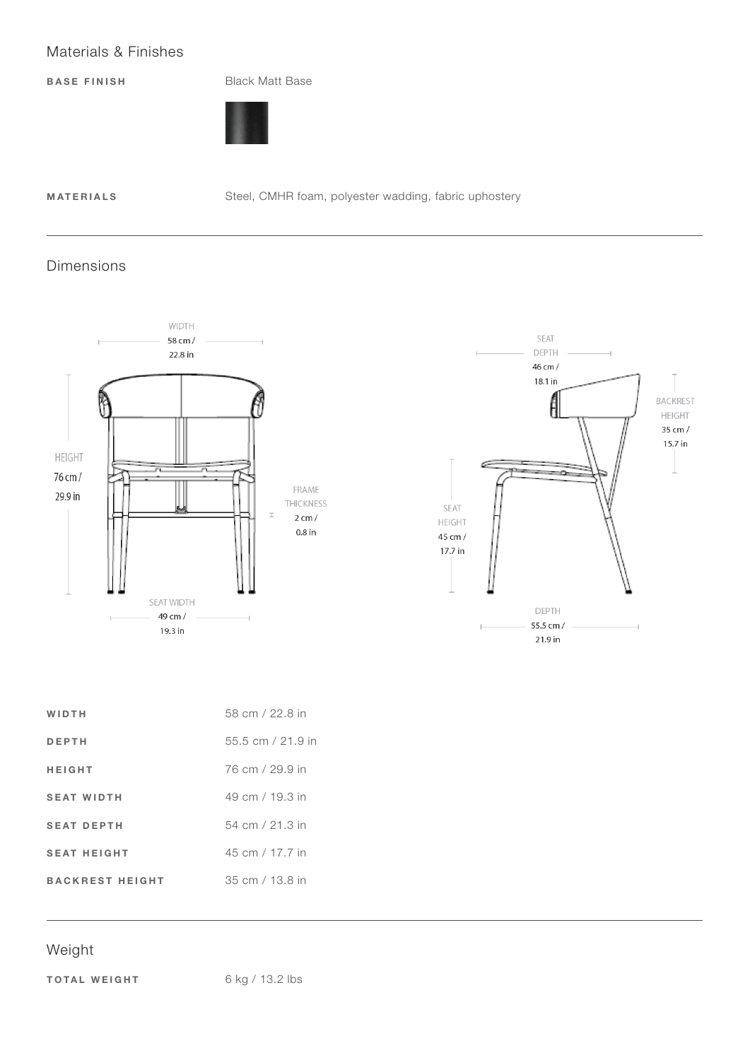## Materials & Finishes

| | |
|---|---|
| **BASE FINISH** | Black Matt Base |
| **MATERIALS** | Steel, CMHR foam, polyester wadding, fabric uphostery |

## Dimensions

WIDTH 58 cm / 22.8 in

HEIGHT 76 cm / 29.9 in

FRAME THICKNESS 2 cm / 0.8 in

SEAT WIDTH 49 cm / 19.3 in

SEAT DEPTH 46 cm / 18.1 in

BACKREST HEIGHT 35 cm / 15.7 in

SEAT HEIGHT 45 cm / 17.7 in

DEPTH 55.5 cm / 21.9 in

| | |
|---|---|
| **WIDTH** | 58 cm / 22.8 in |
| **DEPTH** | 55.5 cm / 21.9 in |
| **HEIGHT** | 76 cm / 29.9 in |
| **SEAT WIDTH** | 49 cm / 19.3 in |
| **SEAT DEPTH** | 54 cm / 21.3 in |
| **SEAT HEIGHT** | 45 cm / 17.7 in |
| **BACKREST HEIGHT** | 35 cm / 13.8 in |

## Weight

| | |
|---|---|
| **TOTAL WEIGHT** | 6 kg / 13.2 lbs |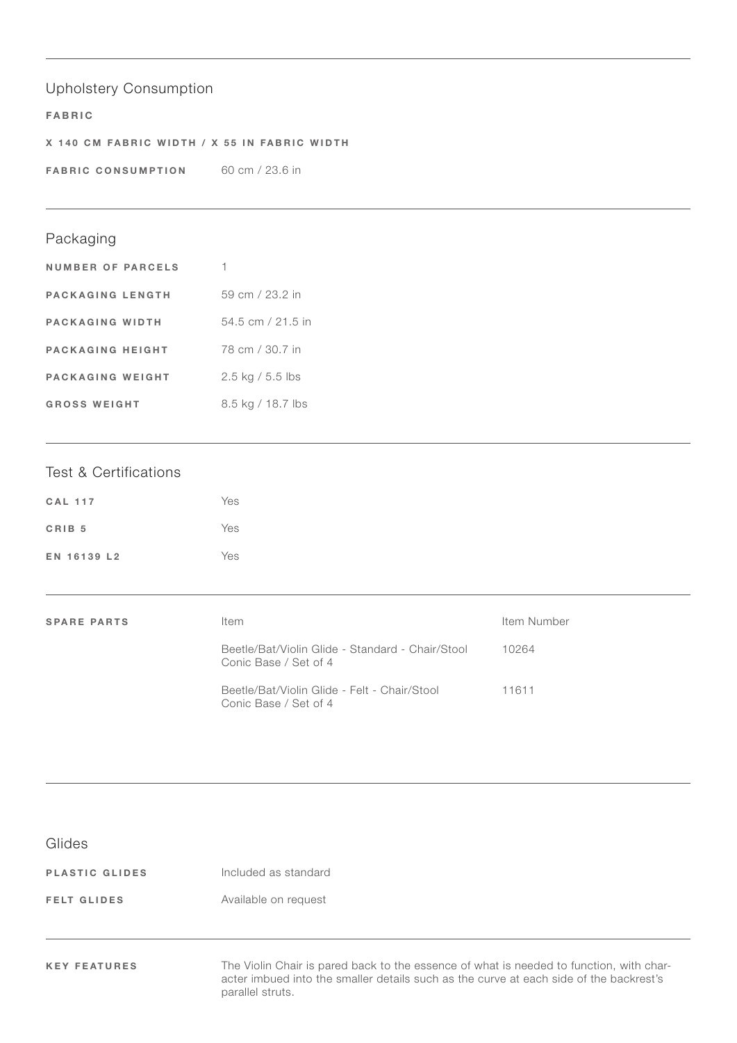## Upholstery Consumption

**FABRIC**

**X 140 CM FABRIC WIDTH / X 55 IN FABRIC WIDTH**

| | |
|---|---|
| **FABRIC CONSUMPTION** | 60 cm / 23.6 in |

## Packaging

| | |
|---|---|
| **NUMBER OF PARCELS** | 1 |
| **PACKAGING LENGTH** | 59 cm / 23.2 in |
| **PACKAGING WIDTH** | 54.5 cm / 21.5 in |
| **PACKAGING HEIGHT** | 78 cm / 30.7 in |
| **PACKAGING WEIGHT** | 2.5 kg / 5.5 lbs |
| **GROSS WEIGHT** | 8.5 kg / 18.7 lbs |

## Test & Certifications

| | |
|---|---|
| **CAL 117** | Yes |
| **CRIB 5** | Yes |
| **EN 16139 L2** | Yes |

| **SPARE PARTS** | Item | Item Number |
|---|---|---|
| | Beetle/Bat/Violin Glide - Standard - Chair/Stool Conic Base / Set of 4 | 10264 |
| | Beetle/Bat/Violin Glide - Felt - Chair/Stool Conic Base / Set of 4 | 11611 |

## Glides

| | |
|---|---|
| **PLASTIC GLIDES** | Included as standard |
| **FELT GLIDES** | Available on request |

**KEY FEATURES**

The Violin Chair is pared back to the essence of what is needed to function, with character imbued into the smaller details such as the curve at each side of the backrest's parallel struts.